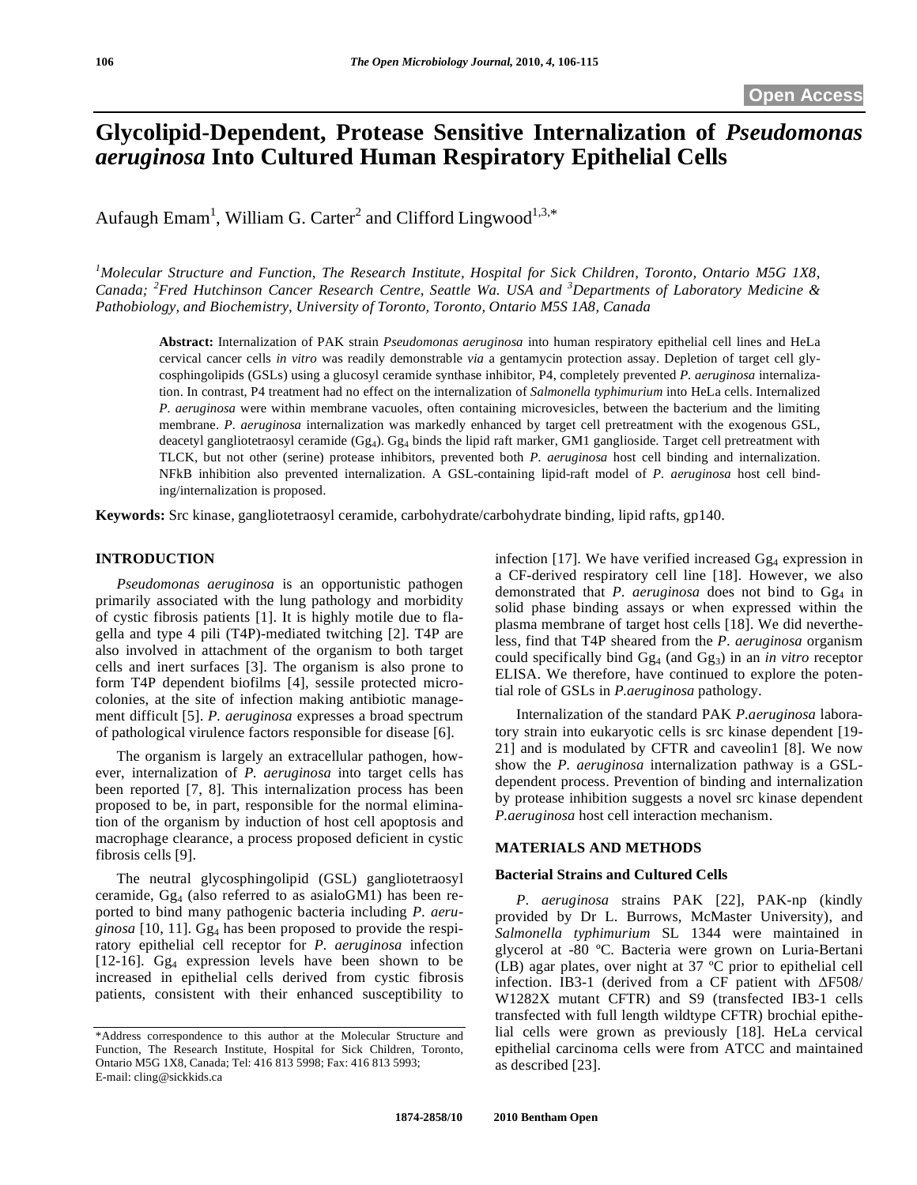# Glycolipid-Dependent, Protease Sensitive Internalization of *Pseudomonas aeruginosa* Into Cultured Human Respiratory Epithelial Cells

Aufaugh Emam[1], William G. Carter[2] and Clifford Lingwood[1,3,*]

[1]*Molecular Structure and Function, The Research Institute, Hospital for Sick Children, Toronto, Ontario M5G 1X8, Canada;* [2]*Fred Hutchinson Cancer Research Centre, Seattle Wa. USA and* [3]*Departments of Laboratory Medicine & Pathobiology, and Biochemistry, University of Toronto, Toronto, Ontario M5S 1A8, Canada*

**Abstract:** Internalization of PAK strain *Pseudomonas aeruginosa* into human respiratory epithelial cell lines and HeLa cervical cancer cells *in vitro* was readily demonstrable *via* a gentamycin protection assay. Depletion of target cell glycosphingolipids (GSLs) using a glucosyl ceramide synthase inhibitor, P4, completely prevented *P. aeruginosa* internalization. In contrast, P4 treatment had no effect on the internalization of *Salmonella typhimurium* into HeLa cells. Internalized *P. aeruginosa* were within membrane vacuoles, often containing microvesicles, between the bacterium and the limiting membrane. *P. aeruginosa* internalization was markedly enhanced by target cell pretreatment with the exogenous GSL, deacetyl gangliotetraosyl ceramide ($Gg_4$). $Gg_4$ binds the lipid raft marker, GM1 ganglioside. Target cell pretreatment with TLCK, but not other (serine) protease inhibitors, prevented both *P. aeruginosa* host cell binding and internalization. NFkB inhibition also prevented internalization. A GSL-containing lipid-raft model of *P. aeruginosa* host cell binding/internalization is proposed.

**Keywords:** Src kinase, gangliotetraosyl ceramide, carbohydrate/carbohydrate binding, lipid rafts, gp140.

## INTRODUCTION

*Pseudomonas aeruginosa* is an opportunistic pathogen primarily associated with the lung pathology and morbidity of cystic fibrosis patients [1]. It is highly motile due to flagella and type 4 pili (T4P)-mediated twitching [2]. T4P are also involved in attachment of the organism to both target cells and inert surfaces [3]. The organism is also prone to form T4P dependent biofilms [4], sessile protected microcolonies, at the site of infection making antibiotic management difficult [5]. *P. aeruginosa* expresses a broad spectrum of pathological virulence factors responsible for disease [6].

The organism is largely an extracellular pathogen, however, internalization of *P. aeruginosa* into target cells has been reported [7, 8]. This internalization process has been proposed to be, in part, responsible for the normal elimination of the organism by induction of host cell apoptosis and macrophage clearance, a process proposed deficient in cystic fibrosis cells [9].

The neutral glycosphingolipid (GSL) gangliotetraosyl ceramide, $Gg_4$ (also referred to as asialoGM1) has been reported to bind many pathogenic bacteria including *P. aeruginosa* [10, 11]. $Gg_4$ has been proposed to provide the respiratory epithelial cell receptor for *P. aeruginosa* infection [12-16]. $Gg_4$ expression levels have been shown to be increased in epithelial cells derived from cystic fibrosis patients, consistent with their enhanced susceptibility to infection [17]. We have verified increased $Gg_4$ expression in a CF-derived respiratory cell line [18]. However, we also demonstrated that *P. aeruginosa* does not bind to $Gg_4$ in solid phase binding assays or when expressed within the plasma membrane of target host cells [18]. We did nevertheless, find that T4P sheared from the *P. aeruginosa* organism could specifically bind $Gg_4$ (and $Gg_3$) in an *in vitro* receptor ELISA. We therefore, have continued to explore the potential role of GSLs in *P.aeruginosa* pathology.

Internalization of the standard PAK *P.aeruginosa* laboratory strain into eukaryotic cells is src kinase dependent [19-21] and is modulated by CFTR and caveolin1 [8]. We now show the *P. aeruginosa* internalization pathway is a GSL-dependent process. Prevention of binding and internalization by protease inhibition suggests a novel src kinase dependent *P.aeruginosa* host cell interaction mechanism.

## MATERIALS AND METHODS

### Bacterial Strains and Cultured Cells

*P. aeruginosa* strains PAK [22], PAK-np (kindly provided by Dr L. Burrows, McMaster University), and *Salmonella typhimurium* SL 1344 were maintained in glycerol at -80 ºC. Bacteria were grown on Luria-Bertani (LB) agar plates, over night at 37 ºC prior to epithelial cell infection. IB3-1 (derived from a CF patient with ΔF508/W1282X mutant CFTR) and S9 (transfected IB3-1 cells transfected with full length wildtype CFTR) brochial epithelial cells were grown as previously [18]. HeLa cervical epithelial carcinoma cells were from ATCC and maintained as described [23].

---

*Address correspondence to this author at the Molecular Structure and Function, The Research Institute, Hospital for Sick Children, Toronto, Ontario M5G 1X8, Canada; Tel: 416 813 5998; Fax: 416 813 5993; E-mail: cling@sickkids.ca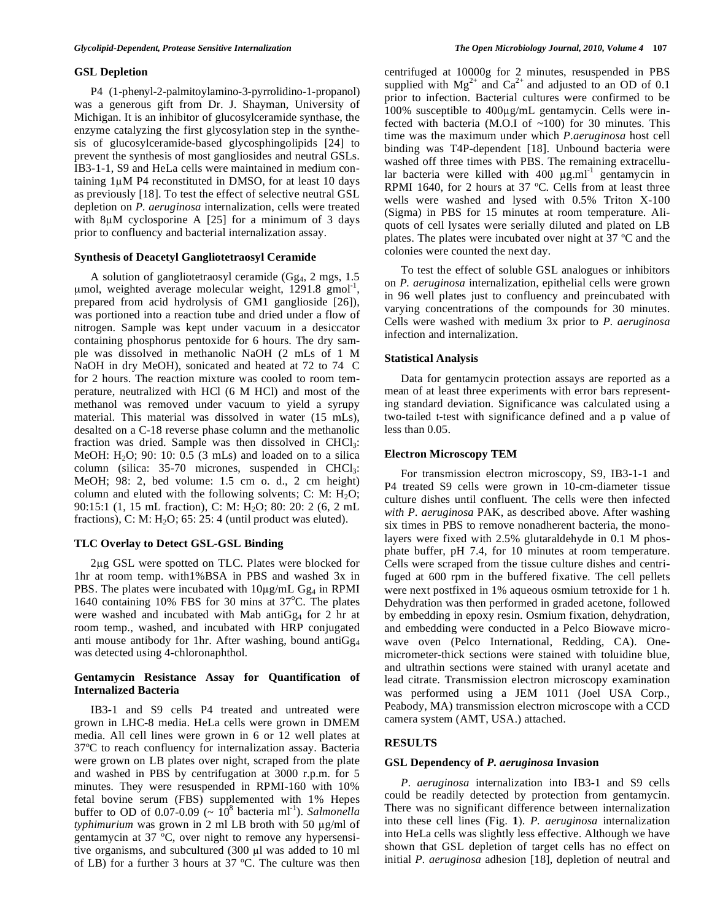### GSL Depletion

P4 (1-phenyl-2-palmitoylamino-3-pyrrolidino-1-propanol) was a generous gift from Dr. J. Shayman, University of Michigan. It is an inhibitor of glucosylceramide synthase, the enzyme catalyzing the first glycosylation step in the synthesis of glucosylceramide-based glycosphingolipids [24] to prevent the synthesis of most gangliosides and neutral GSLs. IB3-1-1, S9 and HeLa cells were maintained in medium containing 1μM P4 reconstituted in DMSO, for at least 10 days as previously [18]. To test the effect of selective neutral GSL depletion on *P. aeruginosa* internalization, cells were treated with 8μM cyclosporine A [25] for a minimum of 3 days prior to confluency and bacterial internalization assay.

### Synthesis of Deacetyl Gangliotetraosyl Ceramide

A solution of gangliotetraosyl ceramide ($Gg_4$, 2 mgs, 1.5 μmol, weighted average molecular weight, 1291.8 $gmol^{-1}$, prepared from acid hydrolysis of GM1 ganglioside [26]), was portioned into a reaction tube and dried under a flow of nitrogen. Sample was kept under vacuum in a desiccator containing phosphorus pentoxide for 6 hours. The dry sample was dissolved in methanolic NaOH (2 mLs of 1 M NaOH in dry MeOH), sonicated and heated at 72 to 74 C for 2 hours. The reaction mixture was cooled to room temperature, neutralized with HCl (6 M HCl) and most of the methanol was removed under vacuum to yield a syrupy material. This material was dissolved in water (15 mLs), desalted on a C-18 reverse phase column and the methanolic fraction was dried. Sample was then dissolved in $CHCl_3$: MeOH: $H_2O$; 90: 10: 0.5 (3 mLs) and loaded on to a silica column (silica: 35-70 microns, suspended in $CHCl_3$: MeOH; 98: 2, bed volume: 1.5 cm o. d., 2 cm height) column and eluted with the following solvents; C: M: $H_2O$; 90:15:1 (1, 15 mL fraction), C: M: $H_2O$; 80: 20: 2 (6, 2 mL fractions), C: M: $H_2O$; 65: 25: 4 (until product was eluted).

### TLC Overlay to Detect GSL-GSL Binding

2μg GSL were spotted on TLC. Plates were blocked for 1hr at room temp. with1%BSA in PBS and washed 3x in PBS. The plates were incubated with 10μg/mL $Gg_4$ in RPMI 1640 containing 10% FBS for 30 mins at 37°C. The plates were washed and incubated with Mab anti$Gg_4$ for 2 hr at room temp., washed, and incubated with HRP conjugated anti mouse antibody for 1hr. After washing, bound anti$Gg_4$ was detected using 4-chloronaphthol.

### Gentamycin Resistance Assay for Quantification of Internalized Bacteria

IB3-1 and S9 cells P4 treated and untreated were grown in LHC-8 media. HeLa cells were grown in DMEM media. All cell lines were grown in 6 or 12 well plates at 37ºC to reach confluency for internalization assay. Bacteria were grown on LB plates over night, scraped from the plate and washed in PBS by centrifugation at 3000 r.p.m. for 5 minutes. They were resuspended in RPMI-160 with 10% fetal bovine serum (FBS) supplemented with 1% Hepes buffer to OD of 0.07-0.09 (~ $10^8$ bacteria $ml^{-1}$). *Salmonella typhimurium* was grown in 2 ml LB broth with 50 μg/ml of gentamycin at 37 ºC, over night to remove any hypersensitive organisms, and subcultured (300 μl was added to 10 ml of LB) for a further 3 hours at 37 ºC. The culture was then centrifuged at 10000g for 2 minutes, resuspended in PBS supplied with $Mg^{2+}$ and $Ca^{2+}$ and adjusted to an OD of 0.1 prior to infection. Bacterial cultures were confirmed to be 100% susceptible to 400μg/mL gentamycin. Cells were infected with bacteria (M.O.I of ~100) for 30 minutes. This time was the maximum under which *P.aeruginosa* host cell binding was T4P-dependent [18]. Unbound bacteria were washed off three times with PBS. The remaining extracellular bacteria were killed with 400 $\mu g.ml^{-1}$ gentamycin in RPMI 1640, for 2 hours at 37 ºC. Cells from at least three wells were washed and lysed with 0.5% Triton X-100 (Sigma) in PBS for 15 minutes at room temperature. Aliquots of cell lysates were serially diluted and plated on LB plates. The plates were incubated over night at 37 ºC and the colonies were counted the next day.

To test the effect of soluble GSL analogues or inhibitors on *P. aeruginosa* internalization, epithelial cells were grown in 96 well plates just to confluency and preincubated with varying concentrations of the compounds for 30 minutes. Cells were washed with medium 3x prior to *P. aeruginosa* infection and internalization.

### Statistical Analysis

Data for gentamycin protection assays are reported as a mean of at least three experiments with error bars representing standard deviation. Significance was calculated using a two-tailed t-test with significance defined and a p value of less than 0.05.

### Electron Microscopy TEM

For transmission electron microscopy, S9, IB3-1-1 and P4 treated S9 cells were grown in 10-cm-diameter tissue culture dishes until confluent. The cells were then infected *with P. aeruginosa* PAK, as described above. After washing six times in PBS to remove nonadherent bacteria, the monolayers were fixed with 2.5% glutaraldehyde in 0.1 M phosphate buffer, pH 7.4, for 10 minutes at room temperature. Cells were scraped from the tissue culture dishes and centrifuged at 600 rpm in the buffered fixative. The cell pellets were next postfixed in 1% aqueous osmium tetroxide for 1 h. Dehydration was then performed in graded acetone, followed by embedding in epoxy resin. Osmium fixation, dehydration, and embedding were conducted in a Pelco Biowave microwave oven (Pelco International, Redding, CA). One-micrometer-thick sections were stained with toluidine blue, and ultrathin sections were stained with uranyl acetate and lead citrate. Transmission electron microscopy examination was performed using a JEM 1011 (Joel USA Corp., Peabody, MA) transmission electron microscope with a CCD camera system (AMT, USA.) attached.

## RESULTS

### GSL Dependency of *P. aeruginosa* Invasion

*P. aeruginosa* internalization into IB3-1 and S9 cells could be readily detected by protection from gentamycin. There was no significant difference between internalization into these cell lines (Fig. **1**). *P. aeruginosa* internalization into HeLa cells was slightly less effective. Although we have shown that GSL depletion of target cells has no effect on initial *P. aeruginosa* adhesion [18], depletion of neutral and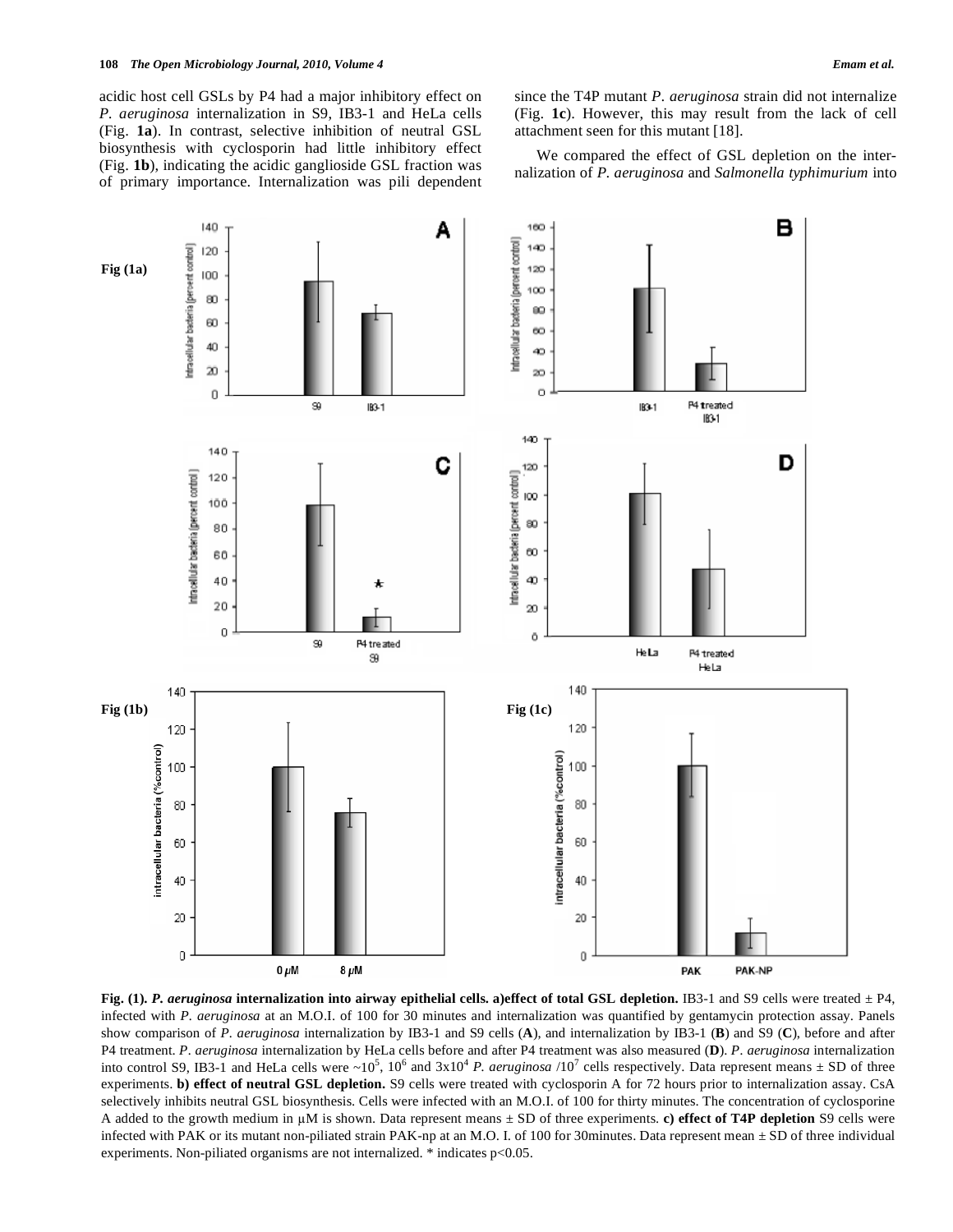acidic host cell GSLs by P4 had a major inhibitory effect on *P. aeruginosa* internalization in S9, IB3-1 and HeLa cells (Fig. **1a**). In contrast, selective inhibition of neutral GSL biosynthesis with cyclosporin had little inhibitory effect (Fig. **1b**), indicating the acidic ganglioside GSL fraction was of primary importance. Internalization was pili dependent since the T4P mutant *P. aeruginosa* strain did not internalize (Fig. **1c**). However, this may result from the lack of cell attachment seen for this mutant [18].

We compared the effect of GSL depletion on the internalization of *P. aeruginosa* and *Salmonella typhimurium* into

**Fig. (1).** ***P. aeruginosa*** **internalization into airway epithelial cells. a)effect of total GSL depletion.** IB3-1 and S9 cells were treated ± P4, infected with *P. aeruginosa* at an M.O.I. of 100 for 30 minutes and internalization was quantified by gentamycin protection assay. Panels show comparison of *P. aeruginosa* internalization by IB3-1 and S9 cells (**A**), and internalization by IB3-1 (**B**) and S9 (**C**), before and after P4 treatment. *P. aeruginosa* internalization by HeLa cells before and after P4 treatment was also measured (**D**). *P. aeruginosa* internalization into control S9, IB3-1 and HeLa cells were ~$10^5$, $10^6$ and $3\times10^4$ *P. aeruginosa* /$10^7$ cells respectively. Data represent means ± SD of three experiments. **b) effect of neutral GSL depletion.** S9 cells were treated with cyclosporin A for 72 hours prior to internalization assay. CsA selectively inhibits neutral GSL biosynthesis. Cells were infected with an M.O.I. of 100 for thirty minutes. The concentration of cyclosporine A added to the growth medium in µM is shown. Data represent means ± SD of three experiments. **c) effect of T4P depletion** S9 cells were infected with PAK or its mutant non-piliated strain PAK-np at an M.O. I. of 100 for 30minutes. Data represent mean ± SD of three individual experiments. Non-piliated organisms are not internalized. * indicates $p<0.05$.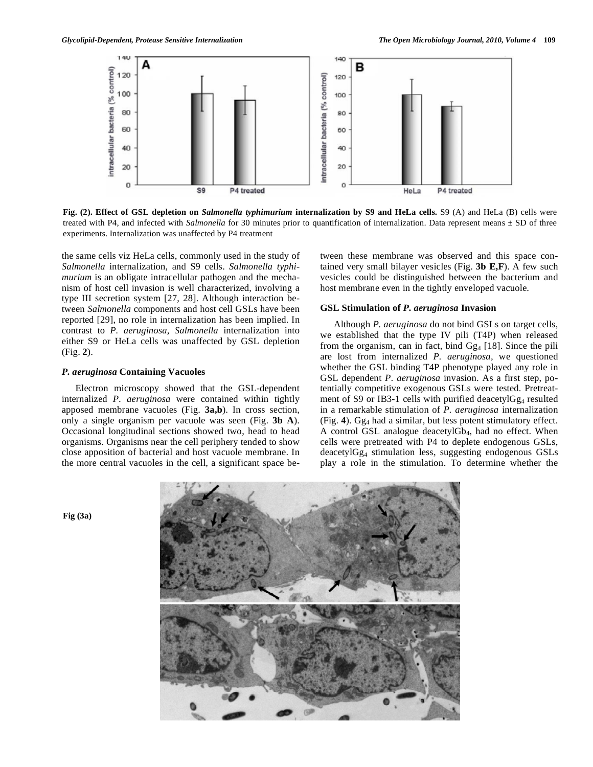**Fig. (2). Effect of GSL depletion on *Salmonella typhimurium* internalization by S9 and HeLa cells.** S9 (A) and HeLa (B) cells were treated with P4, and infected with *Salmonella* for 30 minutes prior to quantification of internalization. Data represent means ± SD of three experiments. Internalization was unaffected by P4 treatment

the same cells viz HeLa cells, commonly used in the study of *Salmonella* internalization, and S9 cells. *Salmonella typhimurium* is an obligate intracellular pathogen and the mechanism of host cell invasion is well characterized, involving a type III secretion system [27, 28]. Although interaction between *Salmonella* components and host cell GSLs have been reported [29], no role in internalization has been implied. In contrast to *P. aeruginosa*, *Salmonella* internalization into either S9 or HeLa cells was unaffected by GSL depletion (Fig. **2**).

### *P. aeruginosa* Containing Vacuoles

Electron microscopy showed that the GSL-dependent internalized *P. aeruginosa* were contained within tightly apposed membrane vacuoles (Fig. **3a,b**). In cross section, only a single organism per vacuole was seen (Fig. **3b A**). Occasional longitudinal sections showed two, head to head organisms. Organisms near the cell periphery tended to show close apposition of bacterial and host vacuole membrane. In the more central vacuoles in the cell, a significant space between these membrane was observed and this space contained very small bilayer vesicles (Fig. **3b E,F**). A few such vesicles could be distinguished between the bacterium and host membrane even in the tightly enveloped vacuole.

### GSL Stimulation of *P. aeruginosa* Invasion

Although *P. aeruginosa* do not bind GSLs on target cells, we established that the type IV pili (T4P) when released from the organism, can in fact, bind $Gg_4$ [18]. Since the pili are lost from internalized *P. aeruginosa*, we questioned whether the GSL binding T4P phenotype played any role in GSL dependent *P. aeruginosa* invasion. As a first step, potentially competitive exogenous GSLs were tested. Pretreatment of S9 or IB3-1 cells with purified deacetyl$Gg_4$ resulted in a remarkable stimulation of *P. aeruginosa* internalization (Fig. **4**). $Gg_4$ had a similar, but less potent stimulatory effect. A control GSL analogue deacetyl$Gb_4$, had no effect. When cells were pretreated with P4 to deplete endogenous GSLs, deacetyl$Gg_4$ stimulation less, suggesting endogenous GSLs play a role in the stimulation. To determine whether the

Fig (3a)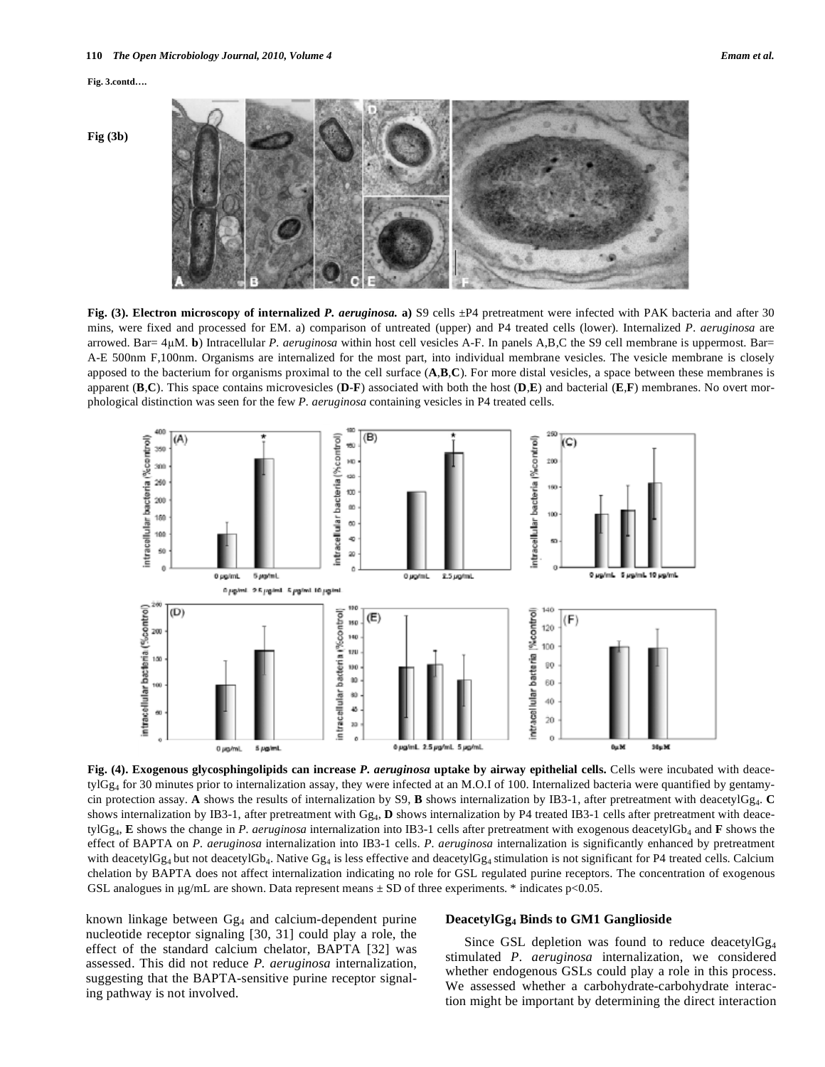**Fig. 3.contd….**

**Fig (3b)**

**Fig. (3). Electron microscopy of internalized *P. aeruginosa.* a)** S9 cells ±P4 pretreatment were infected with PAK bacteria and after 30 mins, were fixed and processed for EM. a) comparison of untreated (upper) and P4 treated cells (lower). Internalized *P. aeruginosa* are arrowed. Bar= 4μM. **b**) Intracellular *P. aeruginosa* within host cell vesicles A-F. In panels A,B,C the S9 cell membrane is uppermost. Bar= A-E 500nm F,100nm. Organisms are internalized for the most part, into individual membrane vesicles. The vesicle membrane is closely apposed to the bacterium for organisms proximal to the cell surface (**A**,**B**,**C**). For more distal vesicles, a space between these membranes is apparent (**B**,**C**). This space contains microvesicles (**D**-**F**) associated with both the host (**D**,**E**) and bacterial (**E**,**F**) membranes. No overt morphological distinction was seen for the few *P. aeruginosa* containing vesicles in P4 treated cells.

**Fig. (4). Exogenous glycosphingolipids can increase *P. aeruginosa* uptake by airway epithelial cells.** Cells were incubated with deacetylGg$_4$ for 30 minutes prior to internalization assay, they were infected at an M.O.I of 100. Internalized bacteria were quantified by gentamycin protection assay. **A** shows the results of internalization by S9, **B** shows internalization by IB3-1, after pretreatment with deacetylGg$_4$. **C** shows internalization by IB3-1, after pretreatment with Gg$_4$, **D** shows internalization by P4 treated IB3-1 cells after pretreatment with deacetylGg$_4$, **E** shows the change in *P. aeruginosa* internalization into IB3-1 cells after pretreatment with exogenous deacetylGb$_4$ and **F** shows the effect of BAPTA on *P. aeruginosa* internalization into IB3-1 cells. *P. aeruginosa* internalization is significantly enhanced by pretreatment with deacetylGg$_4$ but not deacetylGb$_4$. Native Gg$_4$ is less effective and deacetylGg$_4$ stimulation is not significant for P4 treated cells. Calcium chelation by BAPTA does not affect internalization indicating no role for GSL regulated purine receptors. The concentration of exogenous GSL analogues in µg/mL are shown. Data represent means ± SD of three experiments. * indicates $p<0.05$.

known linkage between Gg$_4$ and calcium-dependent purine nucleotide receptor signaling [30, 31] could play a role, the effect of the standard calcium chelator, BAPTA [32] was assessed. This did not reduce *P. aeruginosa* internalization, suggesting that the BAPTA-sensitive purine receptor signaling pathway is not involved.

### DeacetylGg$_4$ Binds to GM1 Ganglioside

Since GSL depletion was found to reduce deacetylGg$_4$ stimulated *P. aeruginosa* internalization, we considered whether endogenous GSLs could play a role in this process. We assessed whether a carbohydrate-carbohydrate interaction might be important by determining the direct interaction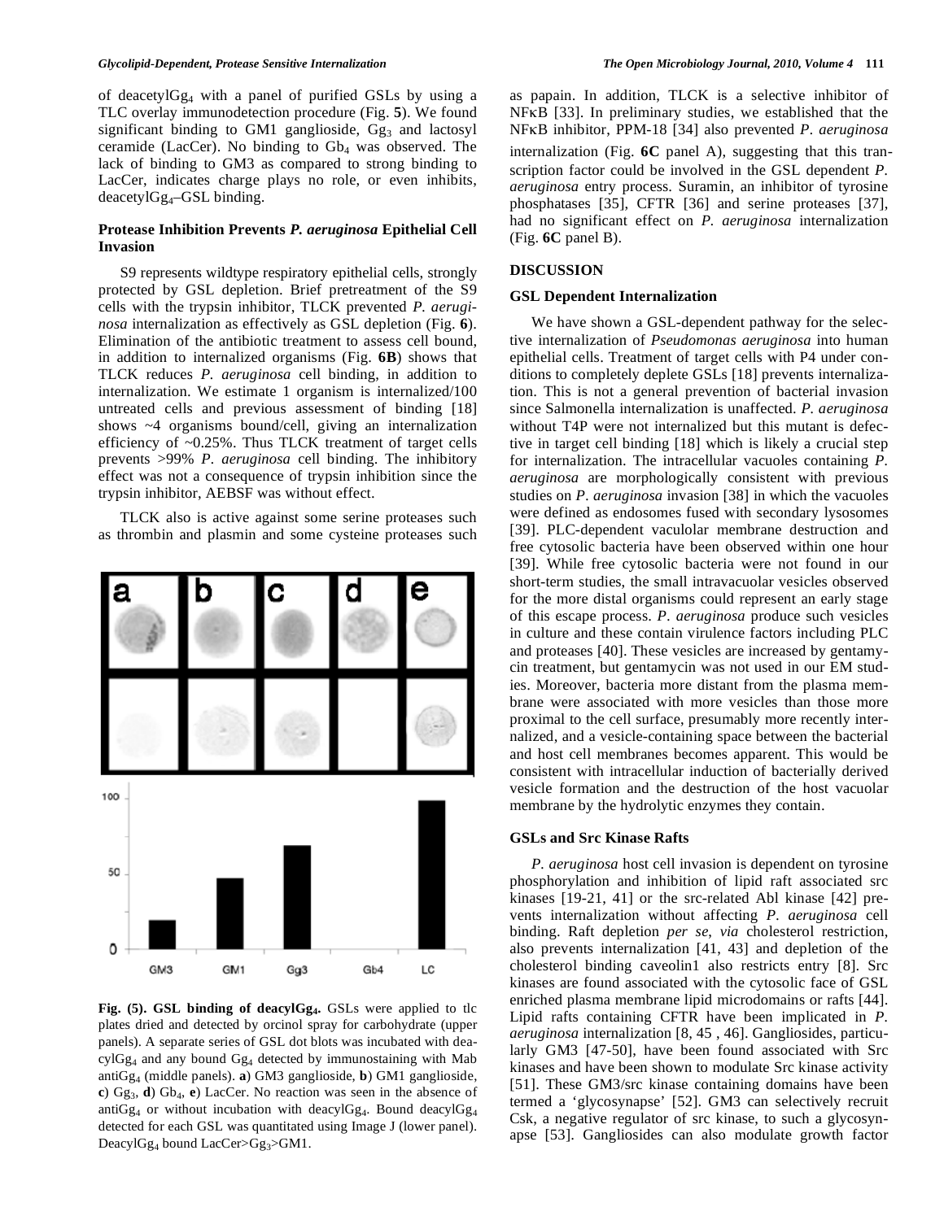of deacetyl$Gg_4$ with a panel of purified GSLs by using a TLC overlay immunodetection procedure (Fig. **5**). We found significant binding to GM1 ganglioside, $Gg_3$ and lactosyl ceramide (LacCer). No binding to $Gb_4$ was observed. The lack of binding to GM3 as compared to strong binding to LacCer, indicates charge plays no role, or even inhibits, deacetyl$Gg_4$–GSL binding.

### Protease Inhibition Prevents *P. aeruginosa* Epithelial Cell Invasion

S9 represents wildtype respiratory epithelial cells, strongly protected by GSL depletion. Brief pretreatment of the S9 cells with the trypsin inhibitor, TLCK prevented *P. aeruginosa* internalization as effectively as GSL depletion (Fig. **6**). Elimination of the antibiotic treatment to assess cell bound, in addition to internalized organisms (Fig. **6B**) shows that TLCK reduces *P. aeruginosa* cell binding, in addition to internalization. We estimate 1 organism is internalized/100 untreated cells and previous assessment of binding [18] shows ~4 organisms bound/cell, giving an internalization efficiency of ~0.25%. Thus TLCK treatment of target cells prevents >99% *P. aeruginosa* cell binding. The inhibitory effect was not a consequence of trypsin inhibition since the trypsin inhibitor, AEBSF was without effect.

TLCK also is active against some serine proteases such as thrombin and plasmin and some cysteine proteases such as papain. In addition, TLCK is a selective inhibitor of NFκB [33]. In preliminary studies, we established that the NFκB inhibitor, PPM-18 [34] also prevented *P. aeruginosa* internalization (Fig. **6C** panel A), suggesting that this transcription factor could be involved in the GSL dependent *P. aeruginosa* entry process. Suramin, an inhibitor of tyrosine phosphatases [35], CFTR [36] and serine proteases [37], had no significant effect on *P. aeruginosa* internalization (Fig. **6C** panel B).

**Fig. (5). GSL binding of deacyl$Gg_4$.** GSLs were applied to tlc plates dried and detected by orcinol spray for carbohydrate (upper panels). A separate series of GSL dot blots was incubated with deacyl$Gg_4$ and any bound $Gg_4$ detected by immunostaining with Mab anti$Gg_4$ (middle panels). **a**) GM3 ganglioside, **b**) GM1 ganglioside, **c**) $Gg_3$, **d**) $Gb_4$, **e**) LacCer. No reaction was seen in the absence of anti$Gg_4$ or without incubation with deacyl$Gg_4$. Bound deacyl$Gg_4$ detected for each GSL was quantitated using Image J (lower panel). Deacyl$Gg_4$ bound LacCer>$Gg_3$>GM1.

## DISCUSSION

### GSL Dependent Internalization

We have shown a GSL-dependent pathway for the selective internalization of *Pseudomonas aeruginosa* into human epithelial cells. Treatment of target cells with P4 under conditions to completely deplete GSLs [18] prevents internalization. This is not a general prevention of bacterial invasion since Salmonella internalization is unaffected. *P. aeruginosa* without T4P were not internalized but this mutant is defective in target cell binding [18] which is likely a crucial step for internalization. The intracellular vacuoles containing *P. aeruginosa* are morphologically consistent with previous studies on *P. aeruginosa* invasion [38] in which the vacuoles were defined as endosomes fused with secondary lysosomes [39]. PLC-dependent vaculolar membrane destruction and free cytosolic bacteria have been observed within one hour [39]. While free cytosolic bacteria were not found in our short-term studies, the small intravacuolar vesicles observed for the more distal organisms could represent an early stage of this escape process. *P. aeruginosa* produce such vesicles in culture and these contain virulence factors including PLC and proteases [40]. These vesicles are increased by gentamycin treatment, but gentamycin was not used in our EM studies. Moreover, bacteria more distant from the plasma membrane were associated with more vesicles than those more proximal to the cell surface, presumably more recently internalized, and a vesicle-containing space between the bacterial and host cell membranes becomes apparent. This would be consistent with intracellular induction of bacterially derived vesicle formation and the destruction of the host vacuolar membrane by the hydrolytic enzymes they contain.

### GSLs and Src Kinase Rafts

*P. aeruginosa* host cell invasion is dependent on tyrosine phosphorylation and inhibition of lipid raft associated src kinases [19-21, 41] or the src-related Abl kinase [42] prevents internalization without affecting *P. aeruginosa* cell binding. Raft depletion *per se*, *via* cholesterol restriction, also prevents internalization [41, 43] and depletion of the cholesterol binding caveolin1 also restricts entry [8]. Src kinases are found associated with the cytosolic face of GSL enriched plasma membrane lipid microdomains or rafts [44]. Lipid rafts containing CFTR have been implicated in *P. aeruginosa* internalization [8, 45 , 46]. Gangliosides, particularly GM3 [47-50], have been found associated with Src kinases and have been shown to modulate Src kinase activity [51]. These GM3/src kinase containing domains have been termed a 'glycosynapse' [52]. GM3 can selectively recruit Csk, a negative regulator of src kinase, to such a glycosynapse [53]. Gangliosides can also modulate growth factor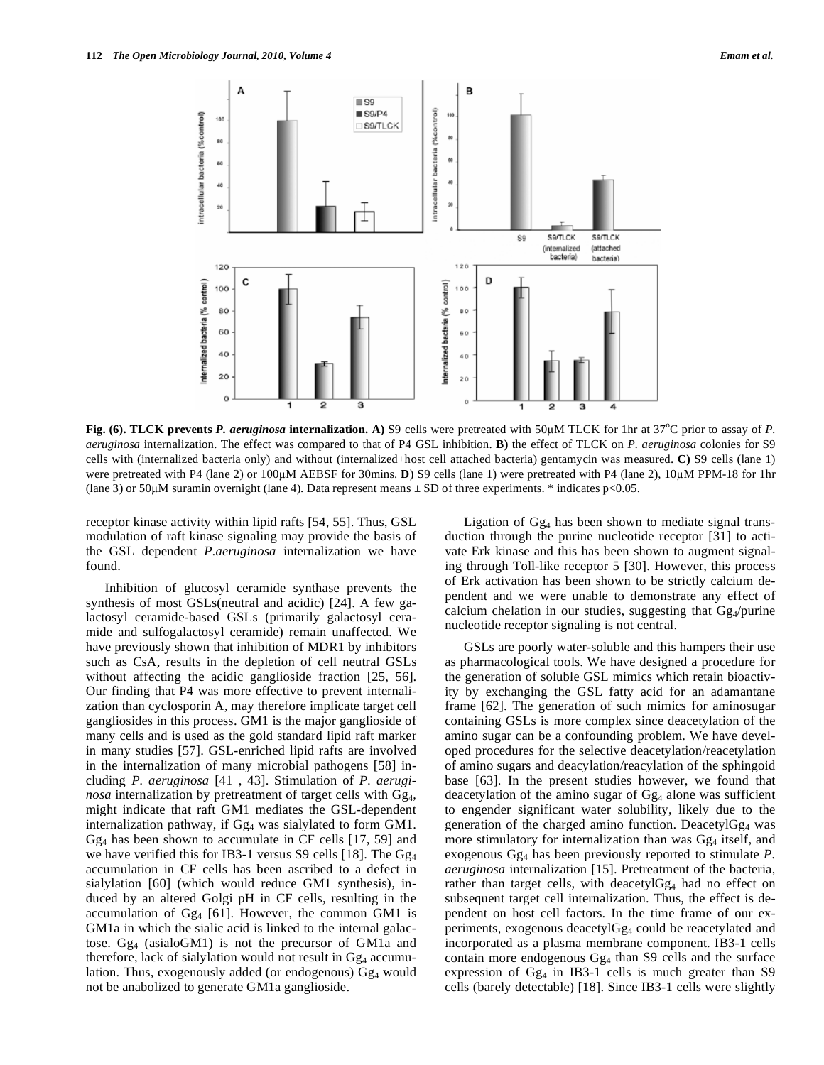**Fig. (6). TLCK prevents *P. aeruginosa* internalization. A)** S9 cells were pretreated with 50μM TLCK for 1hr at 37°C prior to assay of *P. aeruginosa* internalization. The effect was compared to that of P4 GSL inhibition. **B)** the effect of TLCK on *P. aeruginosa* colonies for S9 cells with (internalized bacteria only) and without (internalized+host cell attached bacteria) gentamycin was measured. **C)** S9 cells (lane 1) were pretreated with P4 (lane 2) or 100μM AEBSF for 30mins. **D**) S9 cells (lane 1) were pretreated with P4 (lane 2), 10μM PPM-18 for 1hr (lane 3) or 50μM suramin overnight (lane 4). Data represent means ± SD of three experiments. * indicates $p<0.05$.

receptor kinase activity within lipid rafts [54, 55]. Thus, GSL modulation of raft kinase signaling may provide the basis of the GSL dependent *P.aeruginosa* internalization we have found.

Inhibition of glucosyl ceramide synthase prevents the synthesis of most GSLs(neutral and acidic) [24]. A few galactosyl ceramide-based GSLs (primarily galactosyl ceramide and sulfogalactosyl ceramide) remain unaffected. We have previously shown that inhibition of MDR1 by inhibitors such as CsA, results in the depletion of cell neutral GSLs without affecting the acidic ganglioside fraction [25, 56]. Our finding that P4 was more effective to prevent internalization than cyclosporin A, may therefore implicate target cell gangliosides in this process. GM1 is the major ganglioside of many cells and is used as the gold standard lipid raft marker in many studies [57]. GSL-enriched lipid rafts are involved in the internalization of many microbial pathogens [58] including *P. aeruginosa* [41 , 43]. Stimulation of *P. aeruginosa* internalization by pretreatment of target cells with $Gg_4$, might indicate that raft GM1 mediates the GSL-dependent internalization pathway, if $Gg_4$ was sialylated to form GM1. $Gg_4$ has been shown to accumulate in CF cells [17, 59] and we have verified this for IB3-1 versus S9 cells [18]. The $Gg_4$ accumulation in CF cells has been ascribed to a defect in sialylation [60] (which would reduce GM1 synthesis), induced by an altered Golgi pH in CF cells, resulting in the accumulation of $Gg_4$ [61]. However, the common GM1 is GM1a in which the sialic acid is linked to the internal galactose. $Gg_4$ (asialoGM1) is not the precursor of GM1a and therefore, lack of sialylation would not result in $Gg_4$ accumulation. Thus, exogenously added (or endogenous) $Gg_4$ would not be anabolized to generate GM1a ganglioside.

Ligation of $Gg_4$ has been shown to mediate signal transduction through the purine nucleotide receptor [31] to activate Erk kinase and this has been shown to augment signaling through Toll-like receptor 5 [30]. However, this process of Erk activation has been shown to be strictly calcium dependent and we were unable to demonstrate any effect of calcium chelation in our studies, suggesting that $Gg_4$/purine nucleotide receptor signaling is not central.

GSLs are poorly water-soluble and this hampers their use as pharmacological tools. We have designed a procedure for the generation of soluble GSL mimics which retain bioactivity by exchanging the GSL fatty acid for an adamantane frame [62]. The generation of such mimics for aminosugar containing GSLs is more complex since deacetylation of the amino sugar can be a confounding problem. We have developed procedures for the selective deacetylation/reacetylation of amino sugars and deacylation/reacylation of the sphingoid base [63]. In the present studies however, we found that deacetylation of the amino sugar of $Gg_4$ alone was sufficient to engender significant water solubility, likely due to the generation of the charged amino function. Deacetyl$Gg_4$ was more stimulatory for internalization than was $Gg_4$ itself, and exogenous $Gg_4$ has been previously reported to stimulate *P. aeruginosa* internalization [15]. Pretreatment of the bacteria, rather than target cells, with deacetyl$Gg_4$ had no effect on subsequent target cell internalization. Thus, the effect is dependent on host cell factors. In the time frame of our experiments, exogenous deacetyl$Gg_4$ could be reacetylated and incorporated as a plasma membrane component. IB3-1 cells contain more endogenous $Gg_4$ than S9 cells and the surface expression of $Gg_4$ in IB3-1 cells is much greater than S9 cells (barely detectable) [18]. Since IB3-1 cells were slightly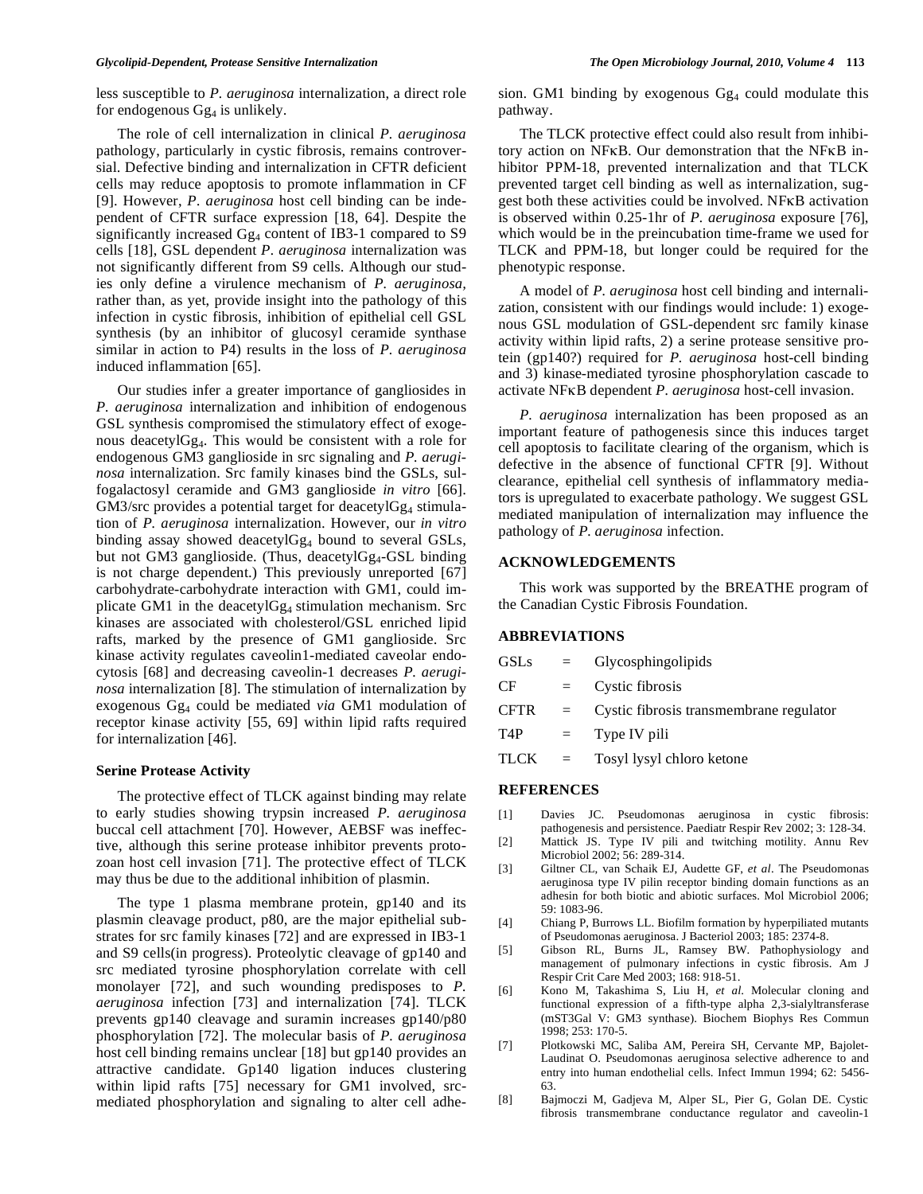less susceptible to *P. aeruginosa* internalization, a direct role for endogenous $Gg_4$ is unlikely.

The role of cell internalization in clinical *P. aeruginosa* pathology, particularly in cystic fibrosis, remains controversial. Defective binding and internalization in CFTR deficient cells may reduce apoptosis to promote inflammation in CF [9]. However, *P. aeruginosa* host cell binding can be independent of CFTR surface expression [18, 64]. Despite the significantly increased $Gg_4$ content of IB3-1 compared to S9 cells [18], GSL dependent *P. aeruginosa* internalization was not significantly different from S9 cells. Although our studies only define a virulence mechanism of *P. aeruginosa,* rather than, as yet, provide insight into the pathology of this infection in cystic fibrosis, inhibition of epithelial cell GSL synthesis (by an inhibitor of glucosyl ceramide synthase similar in action to P4) results in the loss of *P. aeruginosa* induced inflammation [65].

Our studies infer a greater importance of gangliosides in *P. aeruginosa* internalization and inhibition of endogenous GSL synthesis compromised the stimulatory effect of exogenous deacetyl$Gg_4$. This would be consistent with a role for endogenous GM3 ganglioside in src signaling and *P. aeruginosa* internalization. Src family kinases bind the GSLs, sulfogalactosyl ceramide and GM3 ganglioside *in vitro* [66]. GM3/src provides a potential target for deacetyl$Gg_4$ stimulation of *P. aeruginosa* internalization. However, our *in vitro* binding assay showed deacetyl$Gg_4$ bound to several GSLs, but not GM3 ganglioside. (Thus, deacetyl$Gg_4$-GSL binding is not charge dependent.) This previously unreported [67] carbohydrate-carbohydrate interaction with GM1, could implicate GM1 in the deacetyl$Gg_4$ stimulation mechanism. Src kinases are associated with cholesterol/GSL enriched lipid rafts, marked by the presence of GM1 ganglioside. Src kinase activity regulates caveolin1-mediated caveolar endocytosis [68] and decreasing caveolin-1 decreases *P. aeruginosa* internalization [8]. The stimulation of internalization by exogenous $Gg_4$ could be mediated *via* GM1 modulation of receptor kinase activity [55, 69] within lipid rafts required for internalization [46].

### Serine Protease Activity

The protective effect of TLCK against binding may relate to early studies showing trypsin increased *P. aeruginosa* buccal cell attachment [70]. However, AEBSF was ineffective, although this serine protease inhibitor prevents protozoan host cell invasion [71]. The protective effect of TLCK may thus be due to the additional inhibition of plasmin.

The type 1 plasma membrane protein, gp140 and its plasmin cleavage product, p80, are the major epithelial substrates for src family kinases [72] and are expressed in IB3-1 and S9 cells(in progress). Proteolytic cleavage of gp140 and src mediated tyrosine phosphorylation correlate with cell monolayer [72], and such wounding predisposes to *P. aeruginosa* infection [73] and internalization [74]. TLCK prevents gp140 cleavage and suramin increases gp140/p80 phosphorylation [72]. The molecular basis of *P. aeruginosa* host cell binding remains unclear [18] but gp140 provides an attractive candidate. Gp140 ligation induces clustering within lipid rafts [75] necessary for GM1 involved, src-mediated phosphorylation and signaling to alter cell adhesion. GM1 binding by exogenous $Gg_4$ could modulate this pathway.

The TLCK protective effect could also result from inhibitory action on NFκB. Our demonstration that the NFκB inhibitor PPM-18, prevented internalization and that TLCK prevented target cell binding as well as internalization, suggest both these activities could be involved. NFκB activation is observed within 0.25-1hr of *P. aeruginosa* exposure [76], which would be in the preincubation time-frame we used for TLCK and PPM-18, but longer could be required for the phenotypic response.

A model of *P. aeruginosa* host cell binding and internalization, consistent with our findings would include: 1) exogenous GSL modulation of GSL-dependent src family kinase activity within lipid rafts, 2) a serine protease sensitive protein (gp140?) required for *P. aeruginosa* host-cell binding and 3) kinase-mediated tyrosine phosphorylation cascade to activate NFκB dependent *P. aeruginosa* host-cell invasion.

*P. aeruginosa* internalization has been proposed as an important feature of pathogenesis since this induces target cell apoptosis to facilitate clearing of the organism, which is defective in the absence of functional CFTR [9]. Without clearance, epithelial cell synthesis of inflammatory mediators is upregulated to exacerbate pathology. We suggest GSL mediated manipulation of internalization may influence the pathology of *P. aeruginosa* infection.

## ACKNOWLEDGEMENTS

This work was supported by the BREATHE program of the Canadian Cystic Fibrosis Foundation.

## ABBREVIATIONS

| | | |
|---|---|---|
| GSLs | = | Glycosphingolipids |
| CF | = | Cystic fibrosis |
| CFTR | = | Cystic fibrosis transmembrane regulator |
| T4P | = | Type IV pili |
| TLCK | = | Tosyl lysyl chloro ketone |

## REFERENCES

[1] Davies JC. Pseudomonas aeruginosa in cystic fibrosis: pathogenesis and persistence. Paediatr Respir Rev 2002; 3: 128-34.

[2] Mattick JS. Type IV pili and twitching motility. Annu Rev Microbiol 2002; 56: 289-314.

[3] Giltner CL, van Schaik EJ, Audette GF, *et al*. The Pseudomonas aeruginosa type IV pilin receptor binding domain functions as an adhesin for both biotic and abiotic surfaces. Mol Microbiol 2006; 59: 1083-96.

[4] Chiang P, Burrows LL. Biofilm formation by hyperpiliated mutants of Pseudomonas aeruginosa. J Bacteriol 2003; 185: 2374-8.

[5] Gibson RL, Burns JL, Ramsey BW. Pathophysiology and management of pulmonary infections in cystic fibrosis. Am J Respir Crit Care Med 2003; 168: 918-51.

[6] Kono M, Takashima S, Liu H, *et al*. Molecular cloning and functional expression of a fifth-type alpha 2,3-sialyltransferase (mST3Gal V: GM3 synthase). Biochem Biophys Res Commun 1998; 253: 170-5.

[7] Plotkowski MC, Saliba AM, Pereira SH, Cervante MP, Bajolet-Laudinat O. Pseudomonas aeruginosa selective adherence to and entry into human endothelial cells. Infect Immun 1994; 62: 5456-63.

[8] Bajmoczi M, Gadjeva M, Alper SL, Pier G, Golan DE. Cystic fibrosis transmembrane conductance regulator and caveolin-1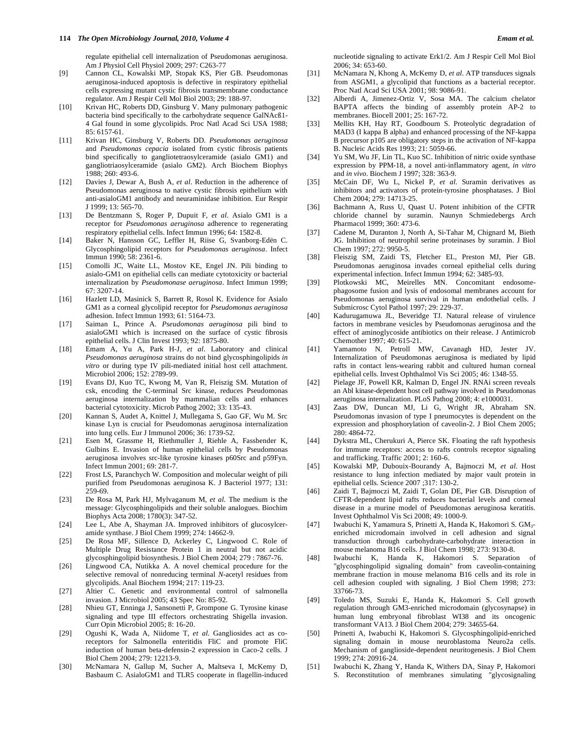regulate epithelial cell internalization of Pseudomonas aeruginosa. Am J Physiol Cell Physiol 2009; 297: C263-77

[9] Cannon CL, Kowalski MP, Stopak KS, Pier GB. Pseudomonas aeruginosa-induced apoptosis is defective in respiratory epithelial cells expressing mutant cystic fibrosis transmembrane conductance regulator. Am J Respir Cell Mol Biol 2003; 29: 188-97.

[10] Krivan HC, Roberts DD, Ginsburg V. Many pulmonary pathogenic bacteria bind specifically to the carbohydrate sequence GalNAcß1-4 Gal found in some glycolipids. Proc Natl Acad Sci USA 1988; 85: 6157-61.

[11] Krivan HC, Ginsburg V, Roberts DD. *Pseudomonas aeruginosa* and *Pseudomonas cepacia* isolated from cystic fibrosis patients bind specifically to gangliotetraosylceramide (asialo GM1) and gangliotriaosylceramide (asialo GM2). Arch Biochem Biophys 1988; 260: 493-6.

[12] Davies J, Dewar A, Bush A, *et al*. Reduction in the adherence of Pseudomonas aeruginosa to native cystic fibrosis epithelium with anti-asialoGM1 antibody and neuraminidase inhibition. Eur Respir J 1999; 13: 565-70.

[13] De Bentzmann S, Roger P, Dupuit F, *et al*. Asialo GM1 is a receptor for *Pseudomonas aeruginosa* adherence to regenerating respiratory epithelial cells. Infect Immun 1996; 64: 1582-8.

[14] Baker N, Hansson GC, Leffler H, Riise G, Svanborg-Edën C. Glycosphingolipid receptors for *Pseudomonas aeruginosa*. Infect Immun 1990; 58: 2361-6.

[15] Comolli JC, Waite LL, Mostov KE, Engel JN. Pili binding to asialo-GM1 on epithelial cells can mediate cytotoxicity or bacterial internalization by *Pseudomonase aeruginosa*. Infect Immun 1999; 67: 3207-14.

[16] Hazlett LD, Masinick S, Barrett R, Rosol K. Evidence for Asialo GM1 as a corneal glycolipid receptor for *Pseudomonas aeruginosa* adhesion. Infect Immun 1993; 61: 5164-73.

[17] Saiman L, Prince A. *Pseudomonas aeruginosa* pili bind to asialoGM1 which is increased on the surface of cystic fibrosis epithelial cells. J Clin Invest 1993; 92: 1875-80.

[18] Emam A, Yu A, Park H-J, *et al*. Laboratory and clinical *Pseudomonas aeruginosa* strains do not bind glycosphingolipids *in vitro* or during type IV pili-mediated initial host cell attachment. Microbiol 2006; 152: 2789-99.

[19] Evans DJ, Kuo TC, Kwong M, Van R, Fleiszig SM. Mutation of csk, encoding the C-terminal Src kinase, reduces Pseudomonas aeruginosa internalization by mammalian cells and enhances bacterial cytotoxicity. Microb Pathog 2002; 33: 135-43.

[20] Kannan S, Audet A, Knittel J, Mullegama S, Gao GF, Wu M. Src kinase Lyn is crucial for Pseudomonas aeruginosa internalization into lung cells. Eur J Immunol 2006; 36: 1739-52.

[21] Esen M, Grassme H, Riethmuller J, Riehle A, Fassbender K, Gulbins E. Invasion of human epithelial cells by Pseudomonas aeruginosa involves src-like tyrosine kinases p60Src and p59Fyn. Infect Immun 2001; 69: 281-7.

[22] Frost LS, Paranchych W. Composition and molecular weight of pili purified from Pseudomonas aeruginosa K. J Bacteriol 1977; 131: 259-69.

[23] De Rosa M, Park HJ, Mylvaganum M, *et al*. The medium is the message: Glycosphingolipids and their soluble analogues. Biochim Biophys Acta 2008; 1780(3): 347-52.

[24] Lee L, Abe A, Shayman JA. Improved inhibitors of glucosylceramide synthase. J Biol Chem 1999; 274: 14662-9.

[25] De Rosa MF, Sillence D, Ackerley C, Lingwood C. Role of Multiple Drug Resistance Protein 1 in neutral but not acidic glycosphingolipid biosynthesis. J Biol Chem 2004; 279 : 7867-76.

[26] Lingwood CA, Nutikka A. A novel chemical procedure for the selective removal of nonreducing terminal *N*-acetyl residues from glycolipids. Anal Biochem 1994; 217: 119-23.

[27] Altier C. Genetic and environmental control of salmonella invasion. J Microbiol 2005; 43 Spec No: 85-92.

[28] Nhieu GT, Enninga J, Sansonetti P, Grompone G. Tyrosine kinase signaling and type III effectors orchestrating Shigella invasion. Curr Opin Microbiol 2005; 8: 16-20.

[29] Ogushi K, Wada A, Niidome T, *et al*. Gangliosides act as co-receptors for Salmonella enteritidis FliC and promote FliC induction of human beta-defensin-2 expression in Caco-2 cells. J Biol Chem 2004; 279: 12213-9.

[30] McNamara N, Gallup M, Sucher A, Maltseva I, McKemy D, Basbaum C. AsialoGM1 and TLR5 cooperate in flagellin-induced nucleotide signaling to activate Erk1/2. Am J Respir Cell Mol Biol 2006; 34: 653-60.

[31] McNamara N, Khong A, McKemy D, *et al*. ATP transduces signals from ASGM1, a glycolipid that functions as a bacterial receptor. Proc Natl Acad Sci USA 2001; 98: 9086-91.

[32] Alberdi A, Jimenez-Ortiz V, Sosa MA. The calcium chelator BAPTA affects the binding of assembly protein AP-2 to membranes. Biocell 2001; 25: 167-72.

[33] Mellits KH, Hay RT, Goodbourn S. Proteolytic degradation of MAD3 (I kappa B alpha) and enhanced processing of the NF-kappa B precursor p105 are obligatory steps in the activation of NF-kappa B. Nucleic Acids Res 1993; 21: 5059-66.

[34] Yu SM, Wu JF, Lin TL, Kuo SC. Inhibition of nitric oxide synthase expression by PPM-18, a novel anti-inflammatory agent, *in vitro* and *in vivo*. Biochem J 1997; 328: 363-9.

[35] McCain DF, Wu L, Nickel P, *et al*. Suramin derivatives as inhibitors and activators of protein-tyrosine phosphatases. J Biol Chem 2004; 279: 14713-25.

[36] Bachmann A, Russ U, Quast U. Potent inhibition of the CFTR chloride channel by suramin. Naunyn Schmiedebergs Arch Pharmacol 1999; 360: 473-6.

[37] Cadene M, Duranton J, North A, Si-Tahar M, Chignard M, Bieth JG. Inhibition of neutrophil serine proteinases by suramin. J Biol Chem 1997; 272: 9950-5.

[38] Fleiszig SM, Zaidi TS, Fletcher EL, Preston MJ, Pier GB. Pseudomonas aeruginosa invades corneal epithelial cells during experimental infection. Infect Immun 1994; 62: 3485-93.

[39] Plotkowski MC, Meirelles MN. Concomitant endosome-phagosome fusion and lysis of endosomal membranes account for Pseudomonas aeruginosa survival in human endothelial cells. J Submicrosc Cytol Pathol 1997; 29: 229-37.

[40] Kadurugamuwa JL, Beveridge TJ. Natural release of virulence factors in membrane vesicles by Pseudomonas aeruginosa and the effect of aminoglycoside antibiotics on their release. J Antimicrob Chemother 1997; 40: 615-21.

[41] Yamamoto N, Petroll MW, Cavanagh HD, Jester JV. Internalization of Pseudomonas aeruginosa is mediated by lipid rafts in contact lens-wearing rabbit and cultured human corneal epithelial cells. Invest Ophthalmol Vis Sci 2005; 46: 1348-55.

[42] Pielage JF, Powell KR, Kalman D, Engel JN. RNAi screen reveals an Abl kinase-dependent host cell pathway involved in Pseudomonas aeruginosa internalization. PLoS Pathog 2008; 4: e1000031.

[43] Zaas DW, Duncan MJ, Li G, Wright JR, Abraham SN. Pseudomonas invasion of type I pneumocytes is dependent on the expression and phosphorylation of caveolin-2. J Biol Chem 2005; 280: 4864-72.

[44] Dykstra ML, Cherukuri A, Pierce SK. Floating the raft hypothesis for immune receptors: access to rafts controls receptor signaling and trafficking. Traffic 2001; 2: 160-6.

[45] Kowalski MP, Dubouix-Bourandy A, Bajmoczi M, *et al*. Host resistance to lung infection mediated by major vault protein in epithelial cells. Science 2007 ;317: 130-2.

[46] Zaidi T, Bajmoczi M, Zaidi T, Golan DE, Pier GB. Disruption of CFTR-dependent lipid rafts reduces bacterial levels and corneal disease in a murine model of Pseudomonas aeruginosa keratitis. Invest Ophthalmol Vis Sci 2008; 49: 1000-9.

[47] Iwabuchi K, Yamamura S, Prinetti A, Handa K, Hakomori S. $GM_3$-enriched microdomain involved in cell adhesion and signal transduction through carbohydrate-carbohydrate interaction in mouse melanoma B16 cells. J Biol Chem 1998; 273: 9130-8.

[48] Iwabuchi K, Handa K, Hakomori S. Separation of "glycosphingolipid signaling domain" from caveolin-containing membrane fraction in mouse melanoma B16 cells and its role in cell adhesion coupled with signaling. J Biol Chem 1998; 273: 33766-73.

[49] Toledo MS, Suzuki E, Handa K, Hakomori S. Cell growth regulation through GM3-enriched microdomain (glycosynapse) in human lung embryonal fibroblast WI38 and its oncogenic transformant VA13. J Biol Chem 2004; 279: 34655-64.

[50] Prinetti A, Iwabuchi K, Hakomori S. Glycosphingolipid-enriched signaling domain in mouse neuroblastoma Neuro2a cells. Mechanism of ganglioside-dependent neuritogenesis. J Biol Chem 1999; 274: 20916-24.

[51] Iwabuchi K, Zhang Y, Handa K, Withers DA, Sinay P, Hakomori S. Reconstitution of membranes simulating "glycosignaling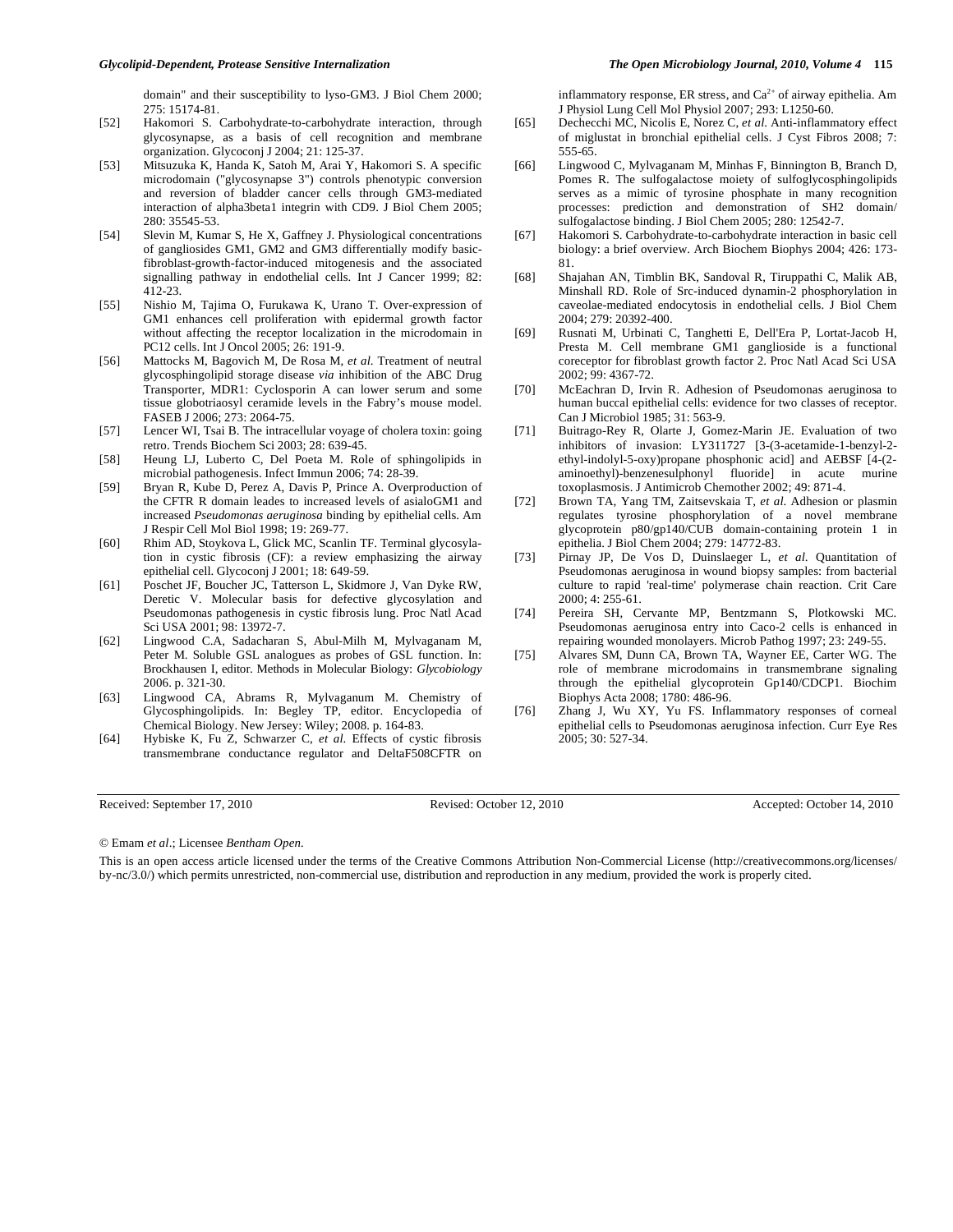domain" and their susceptibility to lyso-GM3. J Biol Chem 2000; 275: 15174-81.

[52] Hakomori S. Carbohydrate-to-carbohydrate interaction, through glycosynapse, as a basis of cell recognition and membrane organization. Glycoconj J 2004; 21: 125-37.

[53] Mitsuzuka K, Handa K, Satoh M, Arai Y, Hakomori S. A specific microdomain ("glycosynapse 3") controls phenotypic conversion and reversion of bladder cancer cells through GM3-mediated interaction of alpha3beta1 integrin with CD9. J Biol Chem 2005; 280: 35545-53.

[54] Slevin M, Kumar S, He X, Gaffney J. Physiological concentrations of gangliosides GM1, GM2 and GM3 differentially modify basic-fibroblast-growth-factor-induced mitogenesis and the associated signalling pathway in endothelial cells. Int J Cancer 1999; 82: 412-23.

[55] Nishio M, Tajima O, Furukawa K, Urano T. Over-expression of GM1 enhances cell proliferation with epidermal growth factor without affecting the receptor localization in the microdomain in PC12 cells. Int J Oncol 2005; 26: 191-9.

[56] Mattocks M, Bagovich M, De Rosa M, *et al.* Treatment of neutral glycosphingolipid storage disease *via* inhibition of the ABC Drug Transporter, MDR1: Cyclosporin A can lower serum and some tissue globotriaosyl ceramide levels in the Fabry's mouse model. FASEB J 2006; 273: 2064-75.

[57] Lencer WI, Tsai B. The intracellular voyage of cholera toxin: going retro. Trends Biochem Sci 2003; 28: 639-45.

[58] Heung LJ, Luberto C, Del Poeta M. Role of sphingolipids in microbial pathogenesis. Infect Immun 2006; 74: 28-39.

[59] Bryan R, Kube D, Perez A, Davis P, Prince A. Overproduction of the CFTR R domain leades to increased levels of asialoGM1 and increased *Pseudomonas aeruginosa* binding by epithelial cells. Am J Respir Cell Mol Biol 1998; 19: 269-77.

[60] Rhim AD, Stoykova L, Glick MC, Scanlin TF. Terminal glycosylation in cystic fibrosis (CF): a review emphasizing the airway epithelial cell. Glycoconj J 2001; 18: 649-59.

[61] Poschet JF, Boucher JC, Tatterson L, Skidmore J, Van Dyke RW, Deretic V. Molecular basis for defective glycosylation and Pseudomonas pathogenesis in cystic fibrosis lung. Proc Natl Acad Sci USA 2001; 98: 13972-7.

[62] Lingwood C.A, Sadacharan S, Abul-Milh M, Mylvaganam M, Peter M. Soluble GSL analogues as probes of GSL function. In: Brockhausen I, editor. Methods in Molecular Biology: *Glycobiology* 2006. p. 321-30.

[63] Lingwood CA, Abrams R, Mylvaganum M. Chemistry of Glycosphingolipids. In: Begley TP, editor. Encyclopedia of Chemical Biology. New Jersey: Wiley; 2008. p. 164-83.

[64] Hybiske K, Fu Z, Schwarzer C, *et al.* Effects of cystic fibrosis transmembrane conductance regulator and DeltaF508CFTR on inflammatory response, ER stress, and $Ca^{2+}$ of airway epithelia. Am J Physiol Lung Cell Mol Physiol 2007; 293: L1250-60.

[65] Dechecchi MC, Nicolis E, Norez C, *et al.* Anti-inflammatory effect of miglustat in bronchial epithelial cells. J Cyst Fibros 2008; 7: 555-65.

[66] Lingwood C, Mylvaganam M, Minhas F, Binnington B, Branch D, Pomes R. The sulfogalactose moiety of sulfoglycosphingolipids serves as a mimic of tyrosine phosphate in many recognition processes: prediction and demonstration of SH2 domain/ sulfogalactose binding. J Biol Chem 2005; 280: 12542-7.

[67] Hakomori S. Carbohydrate-to-carbohydrate interaction in basic cell biology: a brief overview. Arch Biochem Biophys 2004; 426: 173-81.

[68] Shajahan AN, Timblin BK, Sandoval R, Tiruppathi C, Malik AB, Minshall RD. Role of Src-induced dynamin-2 phosphorylation in caveolae-mediated endocytosis in endothelial cells. J Biol Chem 2004; 279: 20392-400.

[69] Rusnati M, Urbinati C, Tanghetti E, Dell'Era P, Lortat-Jacob H, Presta M. Cell membrane GM1 ganglioside is a functional coreceptor for fibroblast growth factor 2. Proc Natl Acad Sci USA 2002; 99: 4367-72.

[70] McEachran D, Irvin R. Adhesion of Pseudomonas aeruginosa to human buccal epithelial cells: evidence for two classes of receptor. Can J Microbiol 1985; 31: 563-9.

[71] Buitrago-Rey R, Olarte J, Gomez-Marin JE. Evaluation of two inhibitors of invasion: LY311727 [3-(3-acetamide-1-benzyl-2-ethyl-indolyl-5-oxy)propane phosphonic acid] and AEBSF [4-(2-aminoethyl)-benzenesulphonyl fluoride] in acute murine toxoplasmosis. J Antimicrob Chemother 2002; 49: 871-4.

[72] Brown TA, Yang TM, Zaitsevskaia T, *et al.* Adhesion or plasmin regulates tyrosine phosphorylation of a novel membrane glycoprotein p80/gp140/CUB domain-containing protein 1 in epithelia. J Biol Chem 2004; 279: 14772-83.

[73] Pirnay JP, De Vos D, Duinslaeger L, *et al.* Quantitation of Pseudomonas aeruginosa in wound biopsy samples: from bacterial culture to rapid 'real-time' polymerase chain reaction. Crit Care 2000; 4: 255-61.

[74] Pereira SH, Cervante MP, Bentzmann S, Plotkowski MC. Pseudomonas aeruginosa entry into Caco-2 cells is enhanced in repairing wounded monolayers. Microb Pathog 1997; 23: 249-55.

[75] Alvares SM, Dunn CA, Brown TA, Wayner EE, Carter WG. The role of membrane microdomains in transmembrane signaling through the epithelial glycoprotein Gp140/CDCP1. Biochim Biophys Acta 2008; 1780: 486-96.

[76] Zhang J, Wu XY, Yu FS. Inflammatory responses of corneal epithelial cells to Pseudomonas aeruginosa infection. Curr Eye Res 2005; 30: 527-34.

Received: September 17, 2010 Revised: October 12, 2010 Accepted: October 14, 2010

© Emam *et al*.; Licensee *Bentham Open*.

This is an open access article licensed under the terms of the Creative Commons Attribution Non-Commercial License (http://creativecommons.org/licenses/by-nc/3.0/) which permits unrestricted, non-commercial use, distribution and reproduction in any medium, provided the work is properly cited.